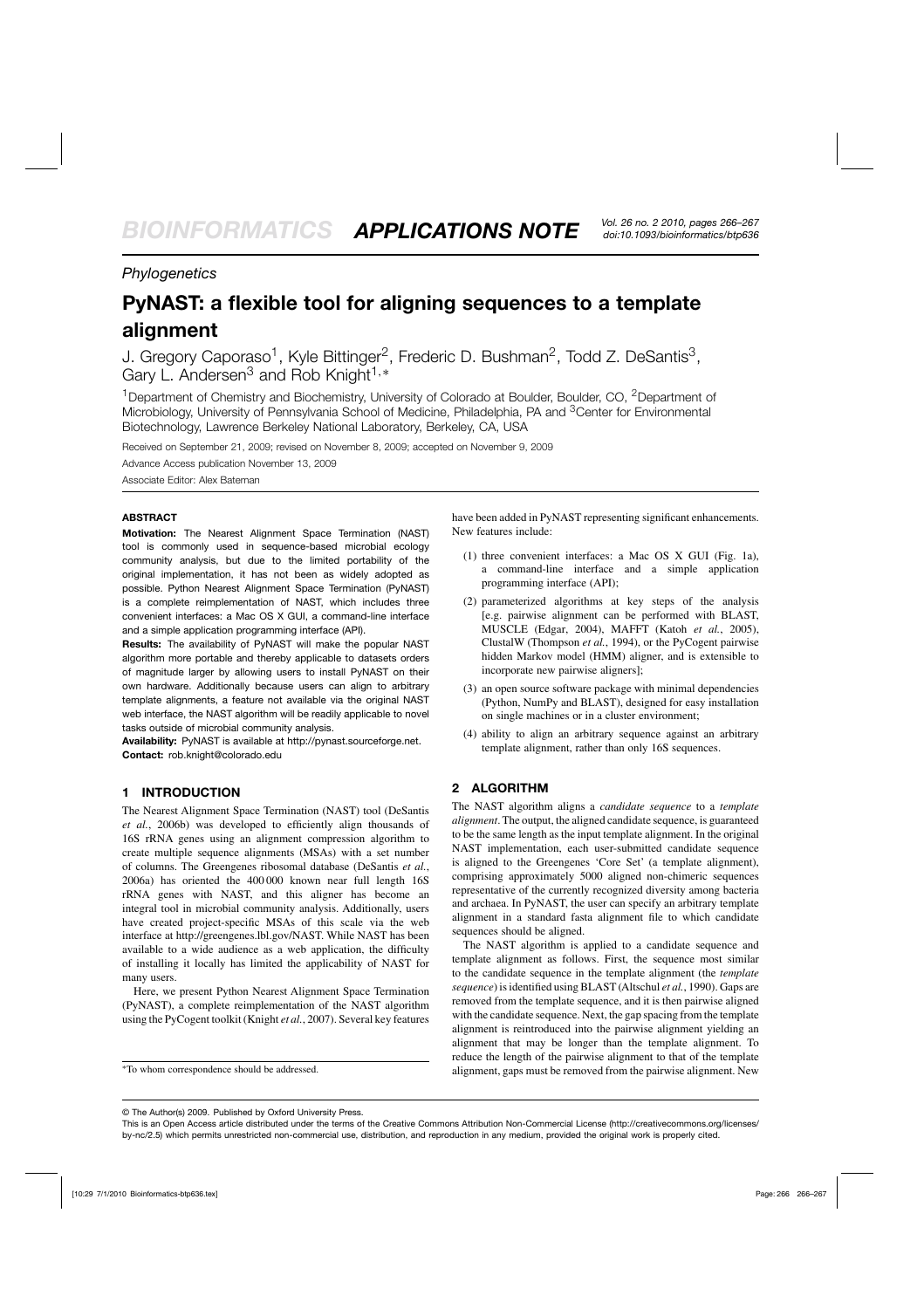*Phylogenetics*

# PyNAST: a flexible tool for aligning sequences to a template alignment

J. Gregory Caporaso[1], Kyle Bittinger[2], Frederic D. Bushman[2], Todd Z. DeSantis[3], Gary L. Andersen[3] and Rob Knight[1,*]

[1]Department of Chemistry and Biochemistry, University of Colorado at Boulder, Boulder, CO, [2]Department of Microbiology, University of Pennsylvania School of Medicine, Philadelphia, PA and [3]Center for Environmental Biotechnology, Lawrence Berkeley National Laboratory, Berkeley, CA, USA

Received on September 21, 2009; revised on November 8, 2009; accepted on November 9, 2009

Advance Access publication November 13, 2009

Associate Editor: Alex Bateman

## ABSTRACT

**Motivation:** The Nearest Alignment Space Termination (NAST) tool is commonly used in sequence-based microbial ecology community analysis, but due to the limited portability of the original implementation, it has not been as widely adopted as possible. Python Nearest Alignment Space Termination (PyNAST) is a complete reimplementation of NAST, which includes three convenient interfaces: a Mac OS X GUI, a command-line interface and a simple application programming interface (API).

**Results:** The availability of PyNAST will make the popular NAST algorithm more portable and thereby applicable to datasets orders of magnitude larger by allowing users to install PyNAST on their own hardware. Additionally because users can align to arbitrary template alignments, a feature not available via the original NAST web interface, the NAST algorithm will be readily applicable to novel tasks outside of microbial community analysis.

**Availability:** PyNAST is available at http://pynast.sourceforge.net.

**Contact:** rob.knight@colorado.edu

## 1 INTRODUCTION

The Nearest Alignment Space Termination (NAST) tool (DeSantis *et al.*, 2006b) was developed to efficiently align thousands of 16S rRNA genes using an alignment compression algorithm to create multiple sequence alignments (MSAs) with a set number of columns. The Greengenes ribosomal database (DeSantis *et al.*, 2006a) has oriented the 400 000 known near full length 16S rRNA genes with NAST, and this aligner has become an integral tool in microbial community analysis. Additionally, users have created project-specific MSAs of this scale via the web interface at http://greengenes.lbl.gov/NAST. While NAST has been available to a wide audience as a web application, the difficulty of installing it locally has limited the applicability of NAST for many users.

Here, we present Python Nearest Alignment Space Termination (PyNAST), a complete reimplementation of the NAST algorithm using the PyCogent toolkit (Knight *et al.*, 2007). Several key features have been added in PyNAST representing significant enhancements. New features include:

1. three convenient interfaces: a Mac OS X GUI (Fig. 1a), a command-line interface and a simple application programming interface (API);
2. parameterized algorithms at key steps of the analysis [e.g. pairwise alignment can be performed with BLAST, MUSCLE (Edgar, 2004), MAFFT (Katoh *et al.*, 2005), ClustalW (Thompson *et al.*, 1994), or the PyCogent pairwise hidden Markov model (HMM) aligner, and is extensible to incorporate new pairwise aligners];
3. an open source software package with minimal dependencies (Python, NumPy and BLAST), designed for easy installation on single machines or in a cluster environment;
4. ability to align an arbitrary sequence against an arbitrary template alignment, rather than only 16S sequences.

## 2 ALGORITHM

The NAST algorithm aligns a *candidate sequence* to a *template alignment*. The output, the aligned candidate sequence, is guaranteed to be the same length as the input template alignment. In the original NAST implementation, each user-submitted candidate sequence is aligned to the Greengenes 'Core Set' (a template alignment), comprising approximately 5000 aligned non-chimeric sequences representative of the currently recognized diversity among bacteria and archaea. In PyNAST, the user can specify an arbitrary template alignment in a standard fasta alignment file to which candidate sequences should be aligned.

The NAST algorithm is applied to a candidate sequence and template alignment as follows. First, the sequence most similar to the candidate sequence in the template alignment (the *template sequence*) is identified using BLAST (Altschul *et al.*, 1990). Gaps are removed from the template sequence, and it is then pairwise aligned with the candidate sequence. Next, the gap spacing from the template alignment is reintroduced into the pairwise alignment yielding an alignment that may be longer than the template alignment. To reduce the length of the pairwise alignment to that of the template alignment, gaps must be removed from the pairwise alignment. New

*To whom correspondence should be addressed.

© The Author(s) 2009. Published by Oxford University Press.

This is an Open Access article distributed under the terms of the Creative Commons Attribution Non-Commercial License (http://creativecommons.org/licenses/by-nc/2.5) which permits unrestricted non-commercial use, distribution, and reproduction in any medium, provided the original work is properly cited.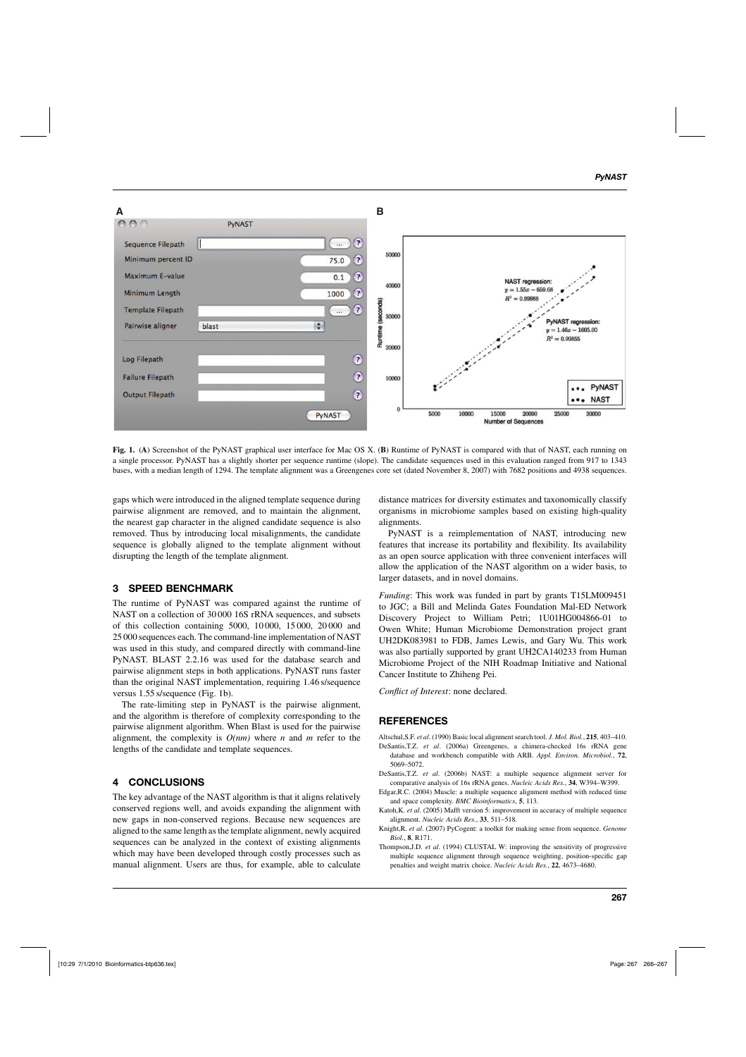A

PyNAST

Sequence Filepath

Minimum percent ID 75.0

Maximum E-value 0.1

Minimum Length 1000

Template Filepath

Pairwise aligner blast

Log Filepath

Failure Filepath

Output Filepath

PyNAST

B

NAST regression:
$y = 1.55x - 659.68$
$R^2 = 0.99988$

PyNAST regression:
$y = 1.46x - 1605.00$
$R^2 = 0.99855$

Runtime (seconds)

0
10000
20000
30000
40000
50000

Number of Sequences

5000 10000 15000 20000 25000 30000

PyNAST
NAST

**Fig. 1.** (**A**) Screenshot of the PyNAST graphical user interface for Mac OS X. (**B**) Runtime of PyNAST is compared with that of NAST, each running on a single processor. PyNAST has a slightly shorter per sequence runtime (slope). The candidate sequences used in this evaluation ranged from 917 to 1343 bases, with a median length of 1294. The template alignment was a Greengenes core set (dated November 8, 2007) with 7682 positions and 4938 sequences.

gaps which were introduced in the aligned template sequence during pairwise alignment are removed, and to maintain the alignment, the nearest gap character in the aligned candidate sequence is also removed. Thus by introducing local misalignments, the candidate sequence is globally aligned to the template alignment without disrupting the length of the template alignment.

## 3 SPEED BENCHMARK

The runtime of PyNAST was compared against the runtime of NAST on a collection of 30 000 16S rRNA sequences, and subsets of this collection containing 5000, 10 000, 15 000, 20 000 and 25 000 sequences each. The command-line implementation of NAST was used in this study, and compared directly with command-line PyNAST. BLAST 2.2.16 was used for the database search and pairwise alignment steps in both applications. PyNAST runs faster than the original NAST implementation, requiring 1.46 s/sequence versus 1.55 s/sequence (Fig. 1b).

The rate-limiting step in PyNAST is the pairwise alignment, and the algorithm is therefore of complexity corresponding to the pairwise alignment algorithm. When Blast is used for the pairwise alignment, the complexity is $O(nm)$ where $n$ and $m$ refer to the lengths of the candidate and template sequences.

## 4 CONCLUSIONS

The key advantage of the NAST algorithm is that it aligns relatively conserved regions well, and avoids expanding the alignment with new gaps in non-conserved regions. Because new sequences are aligned to the same length as the template alignment, newly acquired sequences can be analyzed in the context of existing alignments which may have been developed through costly processes such as manual alignment. Users are thus, for example, able to calculate distance matrices for diversity estimates and taxonomically classify organisms in microbiome samples based on existing high-quality alignments.

PyNAST is a reimplementation of NAST, introducing new features that increase its portability and flexibility. Its availability as an open source application with three convenient interfaces will allow the application of the NAST algorithm on a wider basis, to larger datasets, and in novel domains.

*Funding*: This work was funded in part by grants T15LM009451 to JGC; a Bill and Melinda Gates Foundation Mal-ED Network Discovery Project to William Petri; 1U01HG004866-01 to Owen White; Human Microbiome Demonstration project grant UH2DK083981 to FDB, James Lewis, and Gary Wu. This work was also partially supported by grant UH2CA140233 from Human Microbiome Project of the NIH Roadmap Initiative and National Cancer Institute to Zhiheng Pei.

*Conflict of Interest*: none declared.

## REFERENCES

Altschul,S.F. *et al.* (1990) Basic local alignment search tool. *J. Mol. Biol.*, **215**, 403–410.

DeSantis,T.Z. *et al.* (2006a) Greengenes, a chimera-checked 16s rRNA gene database and workbench compatible with ARB. *Appl. Environ. Microbiol.*, **72**, 5069–5072.

DeSantis,T.Z. *et al.* (2006b) NAST: a multiple sequence alignment server for comparative analysis of 16s rRNA genes. *Nucleic Acids Res.*, **34**, W394–W399.

Edgar,R.C. (2004) Muscle: a multiple sequence alignment method with reduced time and space complexity. *BMC Bioinformatics*, **5**, 113.

Katoh,K. *et al.* (2005) Mafft version 5: improvement in accuracy of multiple sequence alignment. *Nucleic Acids Res.*, **33**, 511–518.

Knight,R. *et al.* (2007) PyCogent: a toolkit for making sense from sequence. *Genome Biol.*, **8**, R171.

Thompson,J.D. *et al.* (1994) CLUSTAL W: improving the sensitivity of progressive multiple sequence alignment through sequence weighting, position-specific gap penalties and weight matrix choice. *Nucleic Acids Res.*, **22**, 4673–4680.